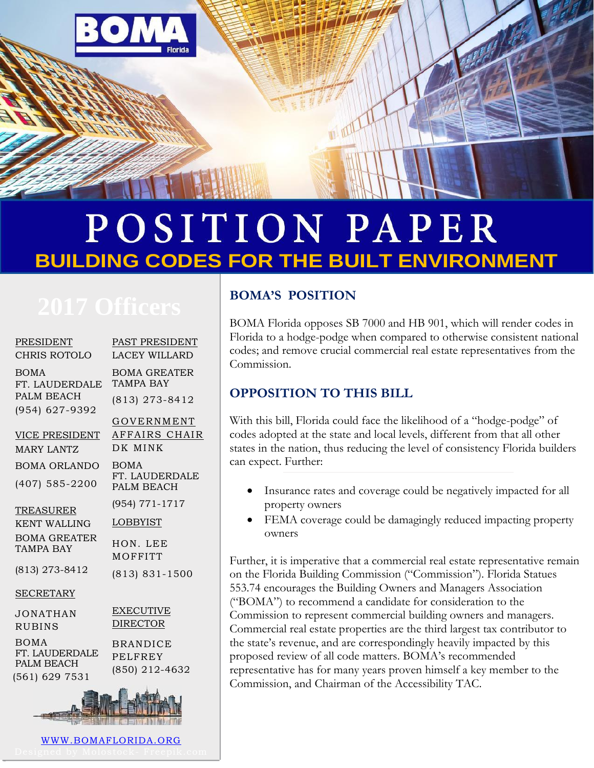# POSITION PAPER

## BUILDING CODES FOR THE BUILT ENVIRONMENT

## 2017 Officers

PRESIDENT
CHRIS ROTOLO
BOMA
FT. LAUDERDALE
PALM BEACH
(954) 627-9392

VICE PRESIDENT
MARY LANTZ
BOMA ORLANDO
(407) 585-2200

TREASURER
KENT WALLING
BOMA GREATER
TAMPA BAY
(813) 273-8412

SECRETARY
JONATHAN RUBINS
BOMA
FT. LAUDERDALE
PALM BEACH
(561) 629 7531

PAST PRESIDENT
LACEY WILLARD
BOMA GREATER
TAMPA BAY
(813) 273-8412

GOVERNMENT AFFAIRS CHAIR
DK MINK
BOMA
FT. LAUDERDALE
PALM BEACH
(954) 771-1717

LOBBYIST
HON. LEE MOFFITT
(813) 831-1500

EXECUTIVE DIRECTOR
BRANDICE PELFREY
(850) 212-4632

WWW.BOMAFLORIDA.ORG

Designed by Molostock- Freepik.com

## BOMA'S POSITION

BOMA Florida opposes SB 7000 and HB 901, which will render codes in Florida to a hodge-podge when compared to otherwise consistent national codes; and remove crucial commercial real estate representatives from the Commission.

## OPPOSITION TO THIS BILL

With this bill, Florida could face the likelihood of a "hodge-podge" of codes adopted at the state and local levels, different from that all other states in the nation, thus reducing the level of consistency Florida builders can expect. Further:

- Insurance rates and coverage could be negatively impacted for all property owners
- FEMA coverage could be damagingly reduced impacting property owners

Further, it is imperative that a commercial real estate representative remain on the Florida Building Commission ("Commission"). Florida Statues 553.74 encourages the Building Owners and Managers Association ("BOMA") to recommend a candidate for consideration to the Commission to represent commercial building owners and managers. Commercial real estate properties are the third largest tax contributor to the state's revenue, and are correspondingly heavily impacted by this proposed review of all code matters. BOMA's recommended representative has for many years proven himself a key member to the Commission, and Chairman of the Accessibility TAC.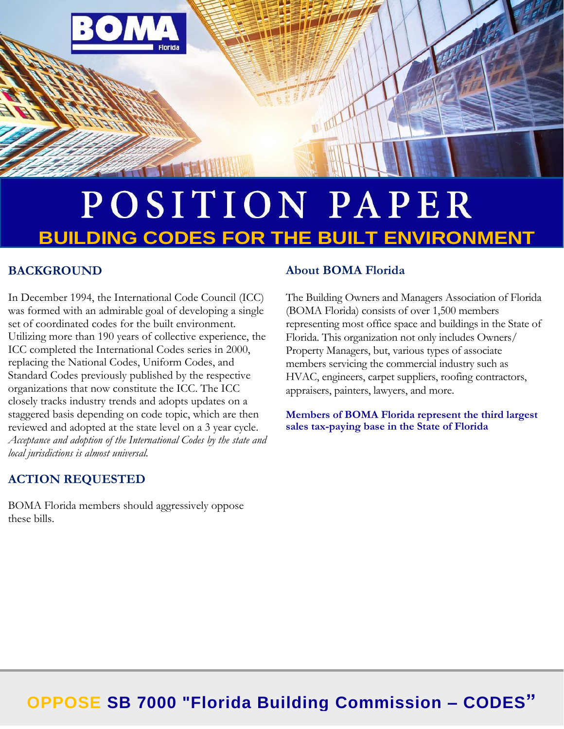BOMA Florida

# POSITION PAPER

## BUILDING CODES FOR THE BUILT ENVIRONMENT

### BACKGROUND

In December 1994, the International Code Council (ICC) was formed with an admirable goal of developing a single set of coordinated codes for the built environment. Utilizing more than 190 years of collective experience, the ICC completed the International Codes series in 2000, replacing the National Codes, Uniform Codes, and Standard Codes previously published by the respective organizations that now constitute the ICC. The ICC closely tracks industry trends and adopts updates on a staggered basis depending on code topic, which are then reviewed and adopted at the state level on a 3 year cycle. *Acceptance and adoption of the International Codes by the state and local jurisdictions is almost universal.*

### ACTION REQUESTED

BOMA Florida members should aggressively oppose these bills.

### About BOMA Florida

The Building Owners and Managers Association of Florida (BOMA Florida) consists of over 1,500 members representing most office space and buildings in the State of Florida. This organization not only includes Owners/ Property Managers, but, various types of associate members servicing the commercial industry such as HVAC, engineers, carpet suppliers, roofing contractors, appraisers, painters, lawyers, and more.

**Members of BOMA Florida represent the third largest sales tax-paying base in the State of Florida**

**OPPOSE SB 7000 "Florida Building Commission – CODES"**